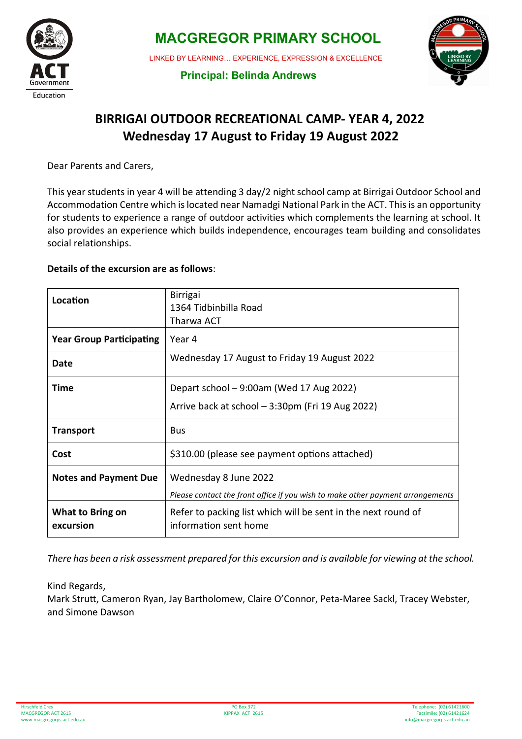# MACGREGOR PRIMARY SCHOOL

LINKED BY LEARNING… EXPERIENCE, EXPRESSION & EXCELLENCE

**Principal: Belinda Andrews**

## BIRRIGAI OUTDOOR RECREATIONAL CAMP- YEAR 4, 2022
## Wednesday 17 August to Friday 19 August 2022

Dear Parents and Carers,

This year students in year 4 will be attending 3 day/2 night school camp at Birrigai Outdoor School and Accommodation Centre which is located near Namadgi National Park in the ACT. This is an opportunity for students to experience a range of outdoor activities which complements the learning at school. It also provides an experience which builds independence, encourages team building and consolidates social relationships.

**Details of the excursion are as follows**:

| | |
|---|---|
| **Location** | Birrigai<br>1364 Tidbinbilla Road<br>Tharwa ACT |
| **Year Group Participating** | Year 4 |
| **Date** | Wednesday 17 August to Friday 19 August 2022 |
| **Time** | Depart school – 9:00am (Wed 17 Aug 2022)<br>Arrive back at school – 3:30pm (Fri 19 Aug 2022) |
| **Transport** | Bus |
| **Cost** | $310.00 (please see payment options attached) |
| **Notes and Payment Due** | Wednesday 8 June 2022<br>*Please contact the front office if you wish to make other payment arrangements* |
| **What to Bring on excursion** | Refer to packing list which will be sent in the next round of information sent home |

*There has been a risk assessment prepared for this excursion and is available for viewing at the school.*

Kind Regards,
Mark Strutt, Cameron Ryan, Jay Bartholomew, Claire O'Connor, Peta-Maree Sackl, Tracey Webster, and Simone Dawson

Hirschfeld Cres
MACGREGOR ACT 2615
www.macgregorps.act.edu.au

PO Box 372
KIPPAX ACT 2615

Telephone: (02) 61421600
Facsimile: (02) 61421624
info@macgregorps.act.edu.au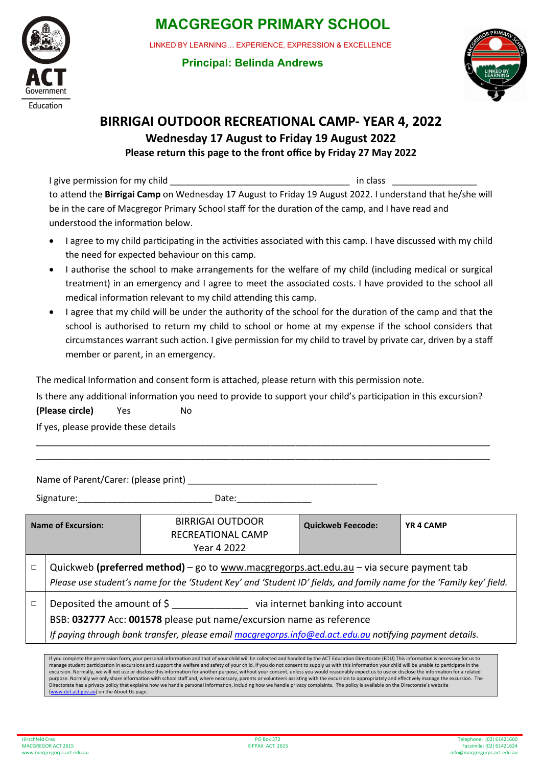# MACGREGOR PRIMARY SCHOOL

LINKED BY LEARNING… EXPERIENCE, EXPRESSION & EXCELLENCE

**Principal: Belinda Andrews**

## BIRRIGAI OUTDOOR RECREATIONAL CAMP- YEAR 4, 2022

### Wednesday 17 August to Friday 19 August 2022

**Please return this page to the front office by Friday 27 May 2022**

I give permission for my child ___________________________________ in class ________________ to attend the **Birrigai Camp** on Wednesday 17 August to Friday 19 August 2022. I understand that he/she will be in the care of Macgregor Primary School staff for the duration of the camp, and I have read and understood the information below.

- I agree to my child participating in the activities associated with this camp. I have discussed with my child the need for expected behaviour on this camp.
- I authorise the school to make arrangements for the welfare of my child (including medical or surgical treatment) in an emergency and I agree to meet the associated costs. I have provided to the school all medical information relevant to my child attending this camp.
- I agree that my child will be under the authority of the school for the duration of the camp and that the school is authorised to return my child to school or home at my expense if the school considers that circumstances warrant such action. I give permission for my child to travel by private car, driven by a staff member or parent, in an emergency.

The medical Information and consent form is attached, please return with this permission note.

Is there any additional information you need to provide to support your child's participation in this excursion?

**(Please circle)** Yes No

If yes, please provide these details

_____________________________________________________________________________________

_____________________________________________________________________________________

Name of Parent/Carer: (please print) ______________________________________

Signature:___________________________ Date:_______________

| | | | |
|---|---|---|---|
| **Name of Excursion:** | BIRRIGAI OUTDOOR RECREATIONAL CAMP Year 4 2022 | **Quickweb Feecode:** | **YR 4 CAMP** |

| | |
|---|---|
| □ | Quickweb **(preferred method)** – go to www.macgregorps.act.edu.au – via secure payment tab<br>*Please use student's name for the 'Student Key' and 'Student ID' fields, and family name for the 'Family key' field.* |
| □ | Deposited the amount of $ _____________ via internet banking into account<br>BSB: **032777** Acc: **001578** please put name/excursion name as reference<br>*If paying through bank transfer, please email macgregorps.info@ed.act.edu.au notifying payment details.* |

If you complete the permission form, your personal information and that of your child will be collected and handled by the ACT Education Directorate (EDU) This information is necessary for us to manage student participation in excursions and support the welfare and safety of your child. If you do not consent to supply us with this information your child will be unable to participate in the excursion. Normally, we will not use or disclose this information for another purpose, without your consent, unless you would reasonably expect us to use or disclose the information for a related purpose. Normally we only share information with school staff and, where necessary, parents or volunteers assisting with the excursion to appropriately and effectively manage the excursion. The Directorate has a privacy policy that explains how we handle personal information, including how we handle privacy complaints. The policy is available on the Directorate's website (www.det.act.gov.au) on the About Us page.

Hirschfeld Cres
MACGREGOR ACT 2615
www.macgregorps.act.edu.au

PO Box 372
KIPPAX ACT 2615

Telephone: (02) 61421600
Facsimile: (02) 61421624
info@macgregorps.act.edu.au